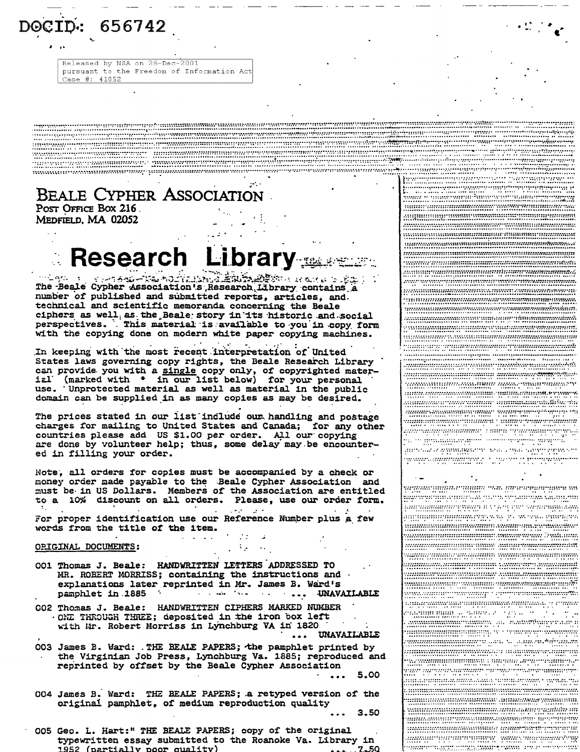DOCID: 656742

Released by NSA on 26-Dec-2001 pursuant to the Freedom of Information Act Case #: 41052

# BEALE CYPHER ASSOCIATION

POST OFFICE BOX 216
MEDFIELD, MA 02052

## Research Library

The Beale Cypher Association's Research Library contains a number of published and submitted reports, articles, and technical and scientific memoranda concerning the Beale ciphers as well as the Beale story in its historic and social perspectives. This material is available to you in copy form with the copying done on modern white paper copying machines.

In keeping with the most recent interpretation of United States laws governing copy rights, the Beale Research Library can provide you with a single copy only, of copyrighted material (marked with * in our list below) for your personal use. Unprotected material as well as material in the public domain can be supplied in as many copies as may be desired.

The prices stated in our list include our handling and postage charges for mailing to United States and Canada; for any other countries please add US $1.00 per order. All our copying are done by volunteer help; thus, some delay may be encountered in filling your order.

Note, all orders for copies must be accompanied by a check or money order made payable to the Beale Cypher Association and must be in US Dollars. Members of the Association are entitled to a 10% discount on all orders. Please, use our order form.

For proper identification use our Reference Number plus a few words from the title of the item.

ORIGINAL DOCUMENTS:

001 Thomas J. Beale: HANDWRITTEN LETTERS ADDRESSED TO MR. ROBERT MORRISS; containing the instructions and explanations later reprinted in Mr. James B. Ward's pamphlet in 1885 ... UNAVAILABLE

002 Thomas J. Beale: HANDWRITTEN CIPHERS MARKED NUMBER ONE THROUGH THREE; deposited in the iron box left with Mr. Robert Morriss in Lynchburg VA in 1820 ... UNAVAILABLE

003 James B. Ward: THE BEALE PAPERS; the pamphlet printed by the Virginian Job Press, Lynchburg Va. 1885; reproduced and reprinted by offset by the Beale Cypher Association ... 5.00

004 James B. Ward: THE BEALE PAPERS; a retyped version of the original pamphlet, of medium reproduction quality ... 3.50

005 Geo. L. Hart:" THE BEALE PAPERS; copy of the original typewritten essay submitted to the Roanoke Va. Library in 1952 (partially poor quality) ... 7.50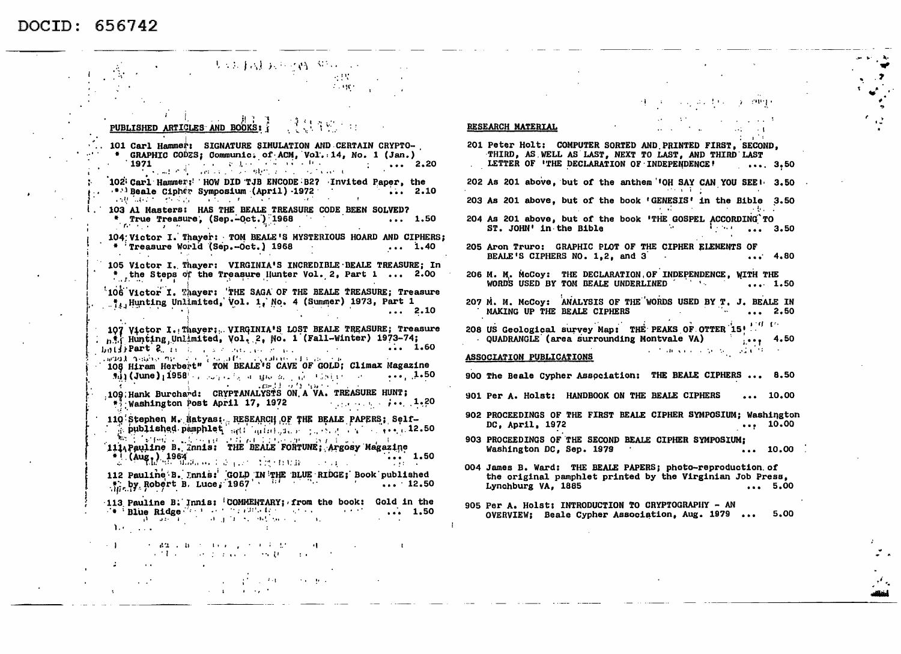DOCID: 656742

## PUBLISHED ARTICLES AND BOOKS:

101 Carl Hammer: SIGNATURE SIMULATION AND CERTAIN CRYPTO-GRAPHIC CODES; Communic. of ACM, Vol. 14, No. 1 (Jan.) 1971 ... 2.20

102 Carl Hammer: HOW DID TJB ENCODE B2? Invited Paper, the Beale Cipher Symposium (April) 1972 ... 2.10

103 Al Masters: HAS THE BEALE TREASURE CODE BEEN SOLVED? True Treasure, (Sep.-Oct.) 1968 ... 1.50

104 Victor I. Thayer: TOM BEALE'S MYSTERIOUS HOARD AND CIPHERS; Treasure World (Sep.-Oct.) 1968 ... 1.40

105 Victor I. Thayer: VIRGINIA'S INCREDIBLE BEALE TREASURE; In the Steps of the Treasure Hunter Vol. 2, Part 1 ... 2.00

106 Victor I. Thayer: THE SAGA OF THE BEALE TREASURE; Treasure Hunting Unlimited, Vol. 1, No. 4 (Summer) 1973, Part 1 ... 2.10

107 Victor I. Thayer: VIRGINIA'S LOST BEALE TREASURE; Treasure Hunting Unlimited, Vol. 2, No. 1 (Fall-Winter) 1973-74; Part 2 ... 1.60

108 Hiram Herbert: TOM BEALE'S CAVE OF GOLD; Climax Magazine (June) 1958 ... 1.50

109 Hank Burchard: CRYPTANALYSTS ON A VA. TREASURE HUNT; Washington Post April 17, 1972 ... 1.20

110 Stephen M. Matyas: RESEARCH OF THE BEALE PAPERS; Self-published pamphlet ... 12.50

111 Pauline B. Innis: THE BEALE FORTUNE; Argosy Magazine (Aug.) 1964 ... 1.50

112 Pauline B. Innis: GOLD IN THE BLUE RIDGE; Book published by Robert B. Luce, 1967 ... 12.50

113 Pauline B. Innis: COMMENTARY; from the book: Gold in the Blue Ridge ... 1.50

## RESEARCH MATERIAL

201 Peter Holt: COMPUTER SORTED AND PRINTED FIRST, SECOND, THIRD, AS WELL AS LAST, NEXT TO LAST, AND THIRD LAST LETTER OF 'THE DECLARATION OF INDEPENDENCE' ... 3.50

202 As 201 above, but of the anthem 'OH SAY CAN YOU SEE' 3.50

203 As 201 above, but of the book 'GENESIS' in the Bible 3.50

204 As 201 above, but of the book 'THE GOSPEL ACCORDING TO ST. JOHN' in the Bible ... 3.50

205 Aron Truro: GRAPHIC PLOT OF THE CIPHER ELEMENTS OF BEALE'S CIPHERS NO. 1,2, and 3 ... 4.80

206 M. M. McCoy: THE DECLARATION OF INDEPENDENCE, WITH THE WORDS USED BY TOM BEALE UNDERLINED ... 1.50

207 M. M. McCoy: ANALYSIS OF THE WORDS USED BY T. J. BEALE IN MAKING UP THE BEALE CIPHERS ... 2.50

208 US Geological survey Map: THE PEAKS OF OTTER 15' QUADRANGLE (area surrounding Montvale VA) ... 4.50

## ASSOCIATION PUBLICATIONS

900 The Beale Cypher Association: THE BEALE CIPHERS ... 8.50

901 Per A. Holst: HANDBOOK ON THE BEALE CIPHERS ... 10.00

902 PROCEEDINGS OF THE FIRST BEALE CIPHER SYMPOSIUM; Washington DC, April, 1972 ... 10.00

903 PROCEEDINGS OF THE SECOND BEALE CIPHER SYMPOSIUM; Washington DC, Sep. 1979 ... 10.00

004 James B. Ward: THE BEALE PAPERS; photo-reproduction of the original pamphlet printed by the Virginian Job Press, Lynchburg VA, 1885 ... 5.00

905 Per A. Holst: INTRODUCTION TO CRYPTOGRAPHY - AN OVERVIEW; Beale Cypher Association, Aug. 1979 ... 5.00